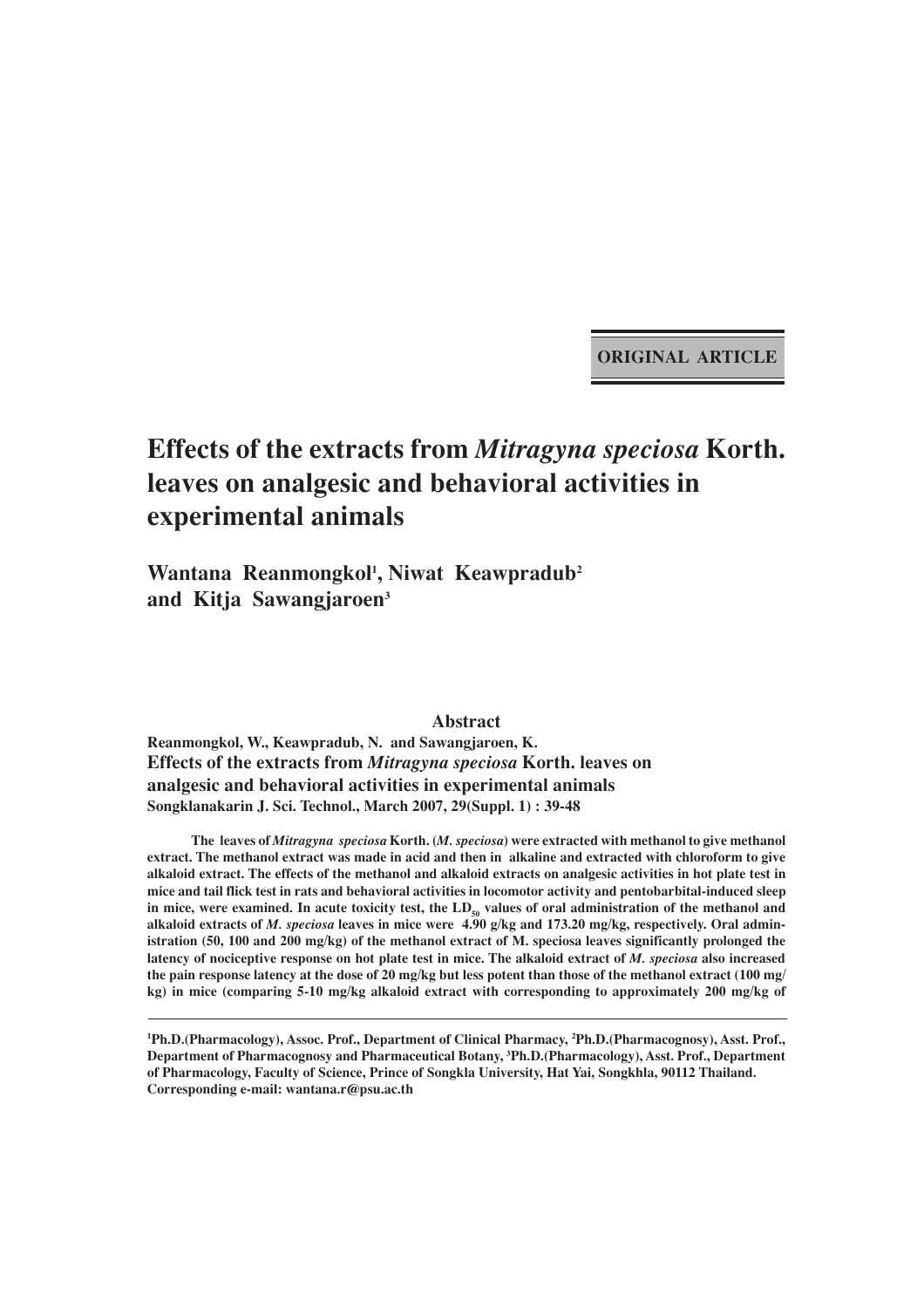**ORIGINAL ARTICLE**

# Effects of the extracts from *Mitragyna speciosa* Korth. leaves on analgesic and behavioral activities in experimental animals

**Wantana Reanmongkol[1], Niwat Keawpradub[2] and Kitja Sawangjaroen[3]**

## Abstract

**Reanmongkol, W., Keawpradub, N. and Sawangjaroen, K.**
**Effects of the extracts from *Mitragyna speciosa* Korth. leaves on analgesic and behavioral activities in experimental animals**
**Songklanakarin J. Sci. Technol., March 2007, 29(Suppl. 1) : 39-48**

**The leaves of *Mitragyna speciosa* Korth. (*M. speciosa*) were extracted with methanol to give methanol extract. The methanol extract was made in acid and then in alkaline and extracted with chloroform to give alkaloid extract. The effects of the methanol and alkaloid extracts on analgesic activities in hot plate test in mice and tail flick test in rats and behavioral activities in locomotor activity and pentobarbital-induced sleep in mice, were examined. In acute toxicity test, the $LD_{50}$ values of oral administration of the methanol and alkaloid extracts of *M. speciosa* leaves in mice were 4.90 g/kg and 173.20 mg/kg, respectively. Oral administration (50, 100 and 200 mg/kg) of the methanol extract of M. speciosa leaves significantly prolonged the latency of nociceptive response on hot plate test in mice. The alkaloid extract of *M. speciosa* also increased the pain response latency at the dose of 20 mg/kg but less potent than those of the methanol extract (100 mg/kg) in mice (comparing 5-10 mg/kg alkaloid extract with corresponding to approximately 200 mg/kg of**

---

[1]Ph.D.(Pharmacology), Assoc. Prof., Department of Clinical Pharmacy, [2]Ph.D.(Pharmacognosy), Asst. Prof., Department of Pharmacognosy and Pharmaceutical Botany, [3]Ph.D.(Pharmacology), Asst. Prof., Department of Pharmacology, Faculty of Science, Prince of Songkla University, Hat Yai, Songkhla, 90112 Thailand.
Corresponding e-mail: wantana.r@psu.ac.th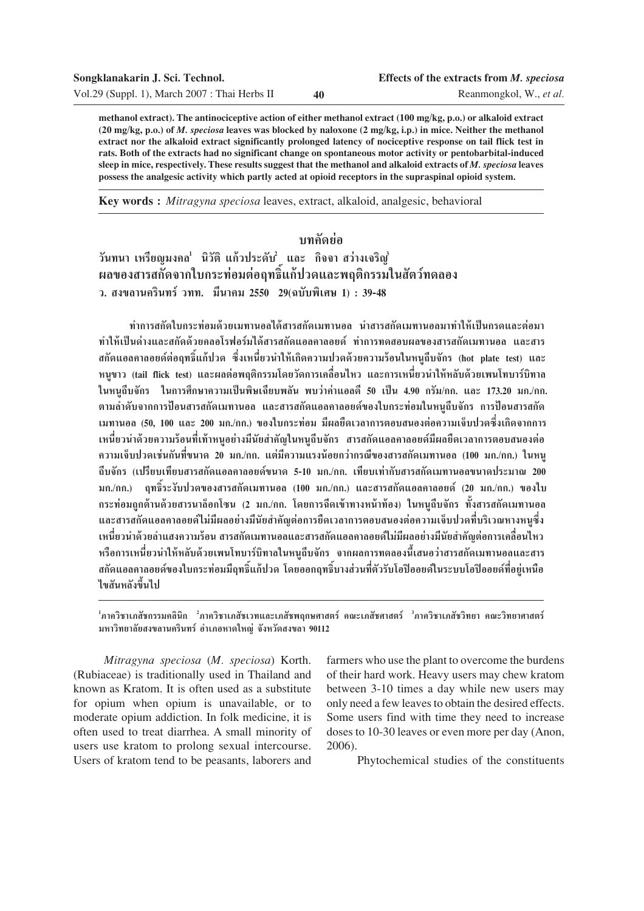**methanol extract). The antinociceptive action of either methanol extract (100 mg/kg, p.o.) or alkaloid extract (20 mg/kg, p.o.) of *M. speciosa* leaves was blocked by naloxone (2 mg/kg, i.p.) in mice. Neither the methanol extract nor the alkaloid extract significantly prolonged latency of nociceptive response on tail flick test in rats. Both of the extracts had no significant change on spontaneous motor activity or pentobarbital-induced sleep in mice, respectively. These results suggest that the methanol and alkaloid extracts of *M. speciosa* leaves possess the analgesic activity which partly acted at opioid receptors in the supraspinal opioid system.**

**Key words :** *Mitragyna speciosa* leaves, extract, alkaloid, analgesic, behavioral

## บทคัดย่อ

**วันทนา เหรียญมงคล[1] นิวัติ แก้วประดับ[2] และ กิจจา สว่างเจริญ[3]**
**ผลของสารสกัดจากใบกระท่อมต่อฤทธิ์แก้ปวดและพฤติกรรมในสัตว์ทดลอง**
**ว. สงขลานครินทร์ วทท. มีนาคม 2550 29(ฉบับพิเศษ 1) : 39-48**

ทำการสกัดใบกระท่อมด้วยเมทานอลได้สารสกัดเมทานอล นำสารสกัดเมทานอลมาทำให้เป็นกรดและต่อมาทำให้เป็นด่างและสกัดด้วยคลอโรฟอร์มได้สารสกัดแอลคาลอยด์ ทำการทดสอบผลของสารสกัดเมทานอล และสารสกัดแอลคาลอยด์ต่อฤทธิ์แก้ปวด ซึ่งเหนี่ยวนำให้เกิดความปวดด้วยความร้อนในหนูถีบจักร (hot plate test) และหนูขาว (tail flick test) และผลต่อพฤติกรรมโดยวัดการเคลื่อนไหว และการเหนี่ยวนำให้หลับด้วยเพนโทบาร์บิทาลในหนูถีบจักร ในการศึกษาความเป็นพิษเฉียบพลัน พบว่าค่าแอลดี 50 เป็น 4.90 กรัม/กก. และ 173.20 มก./กก. ตามลำดับจากการป้อนสารสกัดเมทานอล และสารสกัดแอลคาลอยด์ของใบกระท่อมในหนูถีบจักร การป้อนสารสกัดเมทานอล (50, 100 และ 200 มก./กก.) ของใบกระท่อม มีผลยืดเวลาการตอบสนองต่อความเจ็บปวดซึ่งเกิดจากการเหนี่ยวนำด้วยความร้อนที่เท้าหนูอย่างมีนัยสำคัญในหนูถีบจักร สารสกัดแอลคาลอยด์มีผลยืดเวลาการตอบสนองต่อความเจ็บปวดเช่นกันที่ขนาด 20 มก./กก. แต่มีความแรงน้อยกว่ากรณีของสารสกัดเมทานอล (100 มก./กก.) ในหนูถีบจักร (เปรียบเทียบสารสกัดแอลคาลอยด์ขนาด 5-10 มก./กก. เทียบเท่ากับสารสกัดเมทานอลขนาดประมาณ 200 มก./กก.) ฤทธิ์ระงับปวดของสารสกัดเมทานอล (100 มก./กก.) และสารสกัดแอลคาลอยด์ (20 มก./กก.) ของใบกระท่อมถูกต้านด้วยสารนาล็อกโซน (2 มก./กก. โดยการฉีดเข้าทางหน้าท้อง) ในหนูถีบจักร ทั้งสารสกัดเมทานอลและสารสกัดแอลคาลอยด์ไม่มีผลอย่างมีนัยสำคัญต่อการยืดเวลาการตอบสนองต่อความเจ็บปวดที่บริเวณหางหนูซึ่งเหนี่ยวนำด้วยลำแสงความร้อน สารสกัดเมทานอลและสารสกัดแอลคาลอยด์ไม่มีผลอย่างมีนัยสำคัญต่อการเคลื่อนไหวหรือการเหนี่ยวนำให้หลับด้วยเพนโทบาร์บิทาลในหนูถีบจักร จากผลการทดลองนี้เสนอว่าสารสกัดเมทานอลและสารสกัดแอลคาลอยด์ของใบกระท่อมมีฤทธิ์แก้ปวด โดยออกฤทธิ์บางส่วนที่ตัวรับโอปิออยด์ในระบบโอปิออยด์ที่อยู่เหนือไขสันหลังขึ้นไป

[1]ภาควิชาเภสัชกรรมคลินิก [2]ภาควิชาเภสัชเวทและเภสัชพฤกษศาสตร์ คณะเภสัชศาสตร์ [3]ภาควิชาเภสัชวิทยา คณะวิทยาศาสตร์ มหาวิทยาลัยสงขลานครินทร์ อำเภอหาดใหญ่ จังหวัดสงขลา 90112

*Mitragyna speciosa* (*M. speciosa*) Korth. (Rubiaceae) is traditionally used in Thailand and known as Kratom. It is often used as a substitute for opium when opium is unavailable, or to moderate opium addiction. In folk medicine, it is often used to treat diarrhea. A small minority of users use kratom to prolong sexual intercourse. Users of kratom tend to be peasants, laborers and farmers who use the plant to overcome the burdens of their hard work. Heavy users may chew kratom between 3-10 times a day while new users may only need a few leaves to obtain the desired effects. Some users find with time they need to increase doses to 10-30 leaves or even more per day (Anon, 2006).

Phytochemical studies of the constituents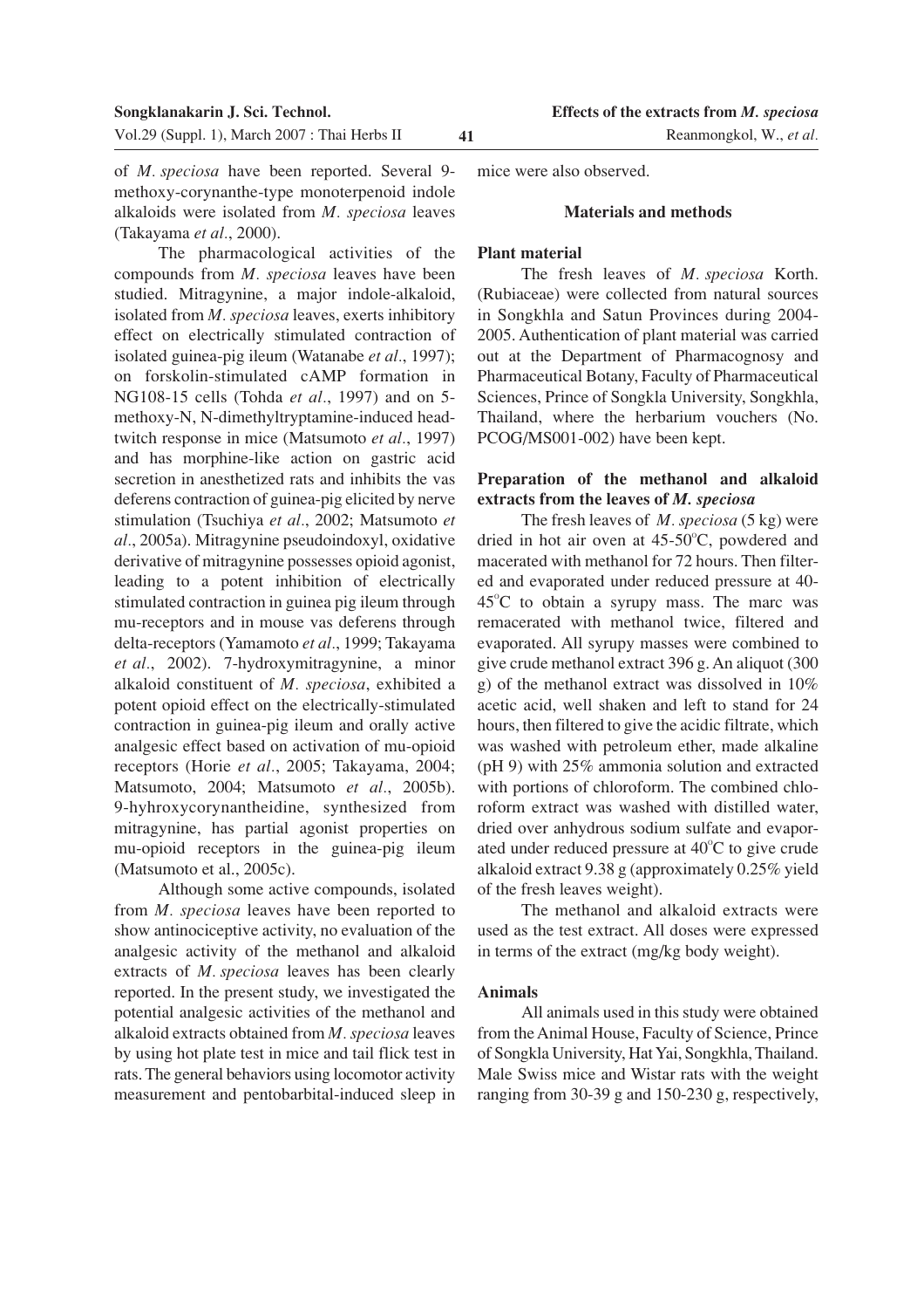of *M. speciosa* have been reported. Several 9-methoxy-corynanthe-type monoterpenoid indole alkaloids were isolated from *M. speciosa* leaves (Takayama *et al*., 2000).

The pharmacological activities of the compounds from *M. speciosa* leaves have been studied. Mitragynine, a major indole-alkaloid, isolated from *M. speciosa* leaves, exerts inhibitory effect on electrically stimulated contraction of isolated guinea-pig ileum (Watanabe *et al*., 1997); on forskolin-stimulated cAMP formation in NG108-15 cells (Tohda *et al*., 1997) and on 5-methoxy-N, N-dimethyltryptamine-induced head-twitch response in mice (Matsumoto *et al*., 1997) and has morphine-like action on gastric acid secretion in anesthetized rats and inhibits the vas deferens contraction of guinea-pig elicited by nerve stimulation (Tsuchiya *et al*., 2002; Matsumoto *et al*., 2005a). Mitragynine pseudoindoxyl, oxidative derivative of mitragynine possesses opioid agonist, leading to a potent inhibition of electrically stimulated contraction in guinea pig ileum through mu-receptors and in mouse vas deferens through delta-receptors (Yamamoto *et al*., 1999; Takayama *et al*., 2002). 7-hydroxymitragynine, a minor alkaloid constituent of *M. speciosa*, exhibited a potent opioid effect on the electrically-stimulated contraction in guinea-pig ileum and orally active analgesic effect based on activation of mu-opioid receptors (Horie *et al*., 2005; Takayama, 2004; Matsumoto, 2004; Matsumoto *et al*., 2005b). 9-hyhroxycorynantheidine, synthesized from mitragynine, has partial agonist properties on mu-opioid receptors in the guinea-pig ileum (Matsumoto et al., 2005c).

Although some active compounds, isolated from *M. speciosa* leaves have been reported to show antinociceptive activity, no evaluation of the analgesic activity of the methanol and alkaloid extracts of *M. speciosa* leaves has been clearly reported. In the present study, we investigated the potential analgesic activities of the methanol and alkaloid extracts obtained from *M. speciosa* leaves by using hot plate test in mice and tail flick test in rats. The general behaviors using locomotor activity measurement and pentobarbital-induced sleep in mice were also observed.

## Materials and methods

### Plant material

The fresh leaves of *M. speciosa* Korth. (Rubiaceae) were collected from natural sources in Songkhla and Satun Provinces during 2004-2005. Authentication of plant material was carried out at the Department of Pharmacognosy and Pharmaceutical Botany, Faculty of Pharmaceutical Sciences, Prince of Songkla University, Songkhla, Thailand, where the herbarium vouchers (No. PCOG/MS001-002) have been kept.

### Preparation of the methanol and alkaloid extracts from the leaves of *M. speciosa*

The fresh leaves of *M. speciosa* (5 kg) were dried in hot air oven at 45-50°C, powdered and macerated with methanol for 72 hours. Then filtered and evaporated under reduced pressure at 40-45°C to obtain a syrupy mass. The marc was remacerated with methanol twice, filtered and evaporated. All syrupy masses were combined to give crude methanol extract 396 g. An aliquot (300 g) of the methanol extract was dissolved in 10% acetic acid, well shaken and left to stand for 24 hours, then filtered to give the acidic filtrate, which was washed with petroleum ether, made alkaline (pH 9) with 25% ammonia solution and extracted with portions of chloroform. The combined chloroform extract was washed with distilled water, dried over anhydrous sodium sulfate and evaporated under reduced pressure at 40°C to give crude alkaloid extract 9.38 g (approximately 0.25% yield of the fresh leaves weight).

The methanol and alkaloid extracts were used as the test extract. All doses were expressed in terms of the extract (mg/kg body weight).

### Animals

All animals used in this study were obtained from the Animal House, Faculty of Science, Prince of Songkla University, Hat Yai, Songkhla, Thailand. Male Swiss mice and Wistar rats with the weight ranging from 30-39 g and 150-230 g, respectively,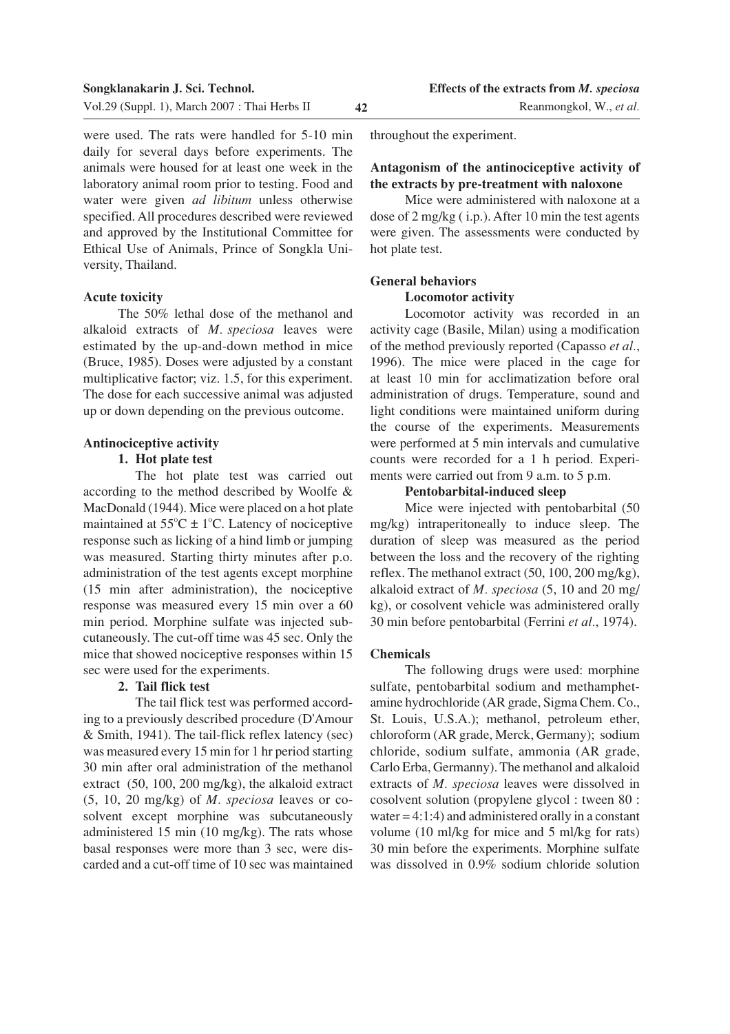were used. The rats were handled for 5-10 min daily for several days before experiments. The animals were housed for at least one week in the laboratory animal room prior to testing. Food and water were given *ad libitum* unless otherwise specified. All procedures described were reviewed and approved by the Institutional Committee for Ethical Use of Animals, Prince of Songkla University, Thailand.

**Acute toxicity**

The 50% lethal dose of the methanol and alkaloid extracts of *M. speciosa* leaves were estimated by the up-and-down method in mice (Bruce, 1985). Doses were adjusted by a constant multiplicative factor; viz. 1.5, for this experiment. The dose for each successive animal was adjusted up or down depending on the previous outcome.

**Antinociceptive activity**

**1. Hot plate test**

The hot plate test was carried out according to the method described by Woolfe & MacDonald (1944). Mice were placed on a hot plate maintained at $55^{o}C \pm 1^{o}C$. Latency of nociceptive response such as licking of a hind limb or jumping was measured. Starting thirty minutes after p.o. administration of the test agents except morphine (15 min after administration), the nociceptive response was measured every 15 min over a 60 min period. Morphine sulfate was injected subcutaneously. The cut-off time was 45 sec. Only the mice that showed nociceptive responses within 15 sec were used for the experiments.

**2. Tail flick test**

The tail flick test was performed according to a previously described procedure (D'Amour & Smith, 1941). The tail-flick reflex latency (sec) was measured every 15 min for 1 hr period starting 30 min after oral administration of the methanol extract (50, 100, 200 mg/kg), the alkaloid extract (5, 10, 20 mg/kg) of *M. speciosa* leaves or cosolvent except morphine was subcutaneously administered 15 min (10 mg/kg). The rats whose basal responses were more than 3 sec, were discarded and a cut-off time of 10 sec was maintained throughout the experiment.

**Antagonism of the antinociceptive activity of the extracts by pre-treatment with naloxone**

Mice were administered with naloxone at a dose of 2 mg/kg ( i.p.). After 10 min the test agents were given. The assessments were conducted by hot plate test.

**General behaviors**

**Locomotor activity**

Locomotor activity was recorded in an activity cage (Basile, Milan) using a modification of the method previously reported (Capasso *et al*., 1996). The mice were placed in the cage for at least 10 min for acclimatization before oral administration of drugs. Temperature, sound and light conditions were maintained uniform during the course of the experiments. Measurements were performed at 5 min intervals and cumulative counts were recorded for a 1 h period. Experiments were carried out from 9 a.m. to 5 p.m.

**Pentobarbital-induced sleep**

Mice were injected with pentobarbital (50 mg/kg) intraperitoneally to induce sleep. The duration of sleep was measured as the period between the loss and the recovery of the righting reflex. The methanol extract (50, 100, 200 mg/kg), alkaloid extract of *M. speciosa* (5, 10 and 20 mg/kg), or cosolvent vehicle was administered orally 30 min before pentobarbital (Ferrini *et al*., 1974).

**Chemicals**

The following drugs were used: morphine sulfate, pentobarbital sodium and methamphetamine hydrochloride (AR grade, Sigma Chem. Co., St. Louis, U.S.A.); methanol, petroleum ether, chloroform (AR grade, Merck, Germany); sodium chloride, sodium sulfate, ammonia (AR grade, Carlo Erba, Germanny). The methanol and alkaloid extracts of *M. speciosa* leaves were dissolved in cosolvent solution (propylene glycol : tween 80 : water = 4:1:4) and administered orally in a constant volume (10 ml/kg for mice and 5 ml/kg for rats) 30 min before the experiments. Morphine sulfate was dissolved in 0.9% sodium chloride solution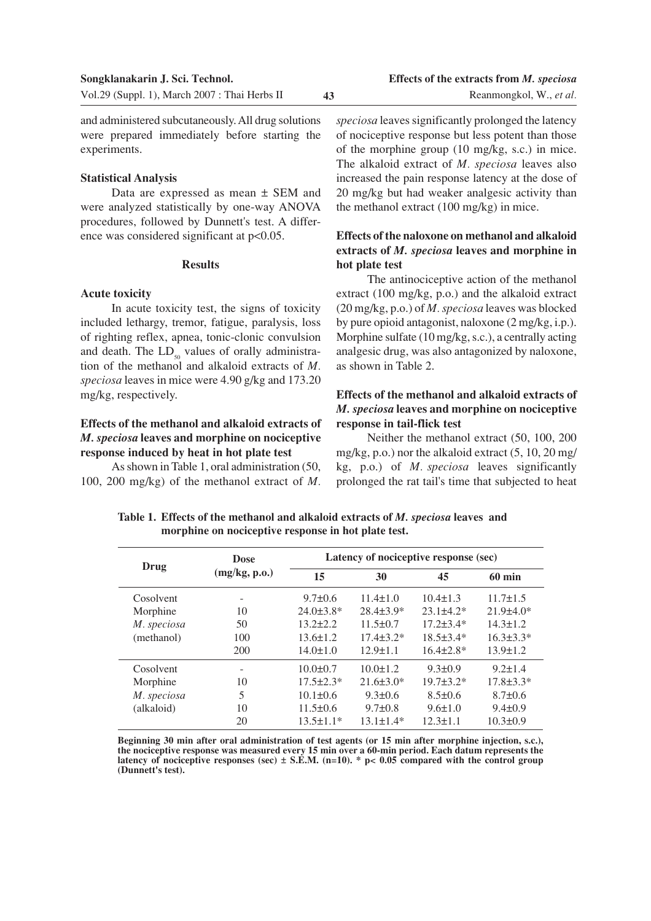and administered subcutaneously. All drug solutions were prepared immediately before starting the experiments.

**Statistical Analysis**

Data are expressed as mean ± SEM and were analyzed statistically by one-way ANOVA procedures, followed by Dunnett's test. A difference was considered significant at $p<0.05$.

## Results

**Acute toxicity**

In acute toxicity test, the signs of toxicity included lethargy, tremor, fatigue, paralysis, loss of righting reflex, apnea, tonic-clonic convulsion and death. The $LD_{50}$ values of orally administration of the methanol and alkaloid extracts of *M. speciosa* leaves in mice were 4.90 g/kg and 173.20 mg/kg, respectively.

**Effects of the methanol and alkaloid extracts of *M. speciosa* leaves and morphine on nociceptive response induced by heat in hot plate test**

As shown in Table 1, oral administration (50, 100, 200 mg/kg) of the methanol extract of *M. speciosa* leaves significantly prolonged the latency of nociceptive response but less potent than those of the morphine group (10 mg/kg, s.c.) in mice. The alkaloid extract of *M. speciosa* leaves also increased the pain response latency at the dose of 20 mg/kg but had weaker analgesic activity than the methanol extract (100 mg/kg) in mice.

**Effects of the naloxone on methanol and alkaloid extracts of *M. speciosa* leaves and morphine in hot plate test**

The antinociceptive action of the methanol extract (100 mg/kg, p.o.) and the alkaloid extract (20 mg/kg, p.o.) of *M. speciosa* leaves was blocked by pure opioid antagonist, naloxone (2 mg/kg, i.p.). Morphine sulfate (10 mg/kg, s.c.), a centrally acting analgesic drug, was also antagonized by naloxone, as shown in Table 2.

**Effects of the methanol and alkaloid extracts of *M. speciosa* leaves and morphine on nociceptive response in tail-flick test**

Neither the methanol extract (50, 100, 200 mg/kg, p.o.) nor the alkaloid extract (5, 10, 20 mg/kg, p.o.) of *M. speciosa* leaves significantly prolonged the rat tail's time that subjected to heat

**Table 1. Effects of the methanol and alkaloid extracts of *M. speciosa* leaves and morphine on nociceptive response in hot plate test.**

| Drug | Dose (mg/kg, p.o.) | Latency of nociceptive response (sec) | | | |
|---|---|---|---|---|---|
| | | 15 | 30 | 45 | 60 min |
| Cosolvent | - | 9.7±0.6 | 11.4±1.0 | 10.4±1.3 | 11.7±1.5 |
| Morphine | 10 | 24.0±3.8* | 28.4±3.9* | 23.1±4.2* | 21.9±4.0* |
| *M. speciosa* | 50 | 13.2±2.2 | 11.5±0.7 | 17.2±3.4* | 14.3±1.2 |
| (methanol) | 100 | 13.6±1.2 | 17.4±3.2* | 18.5±3.4* | 16.3±3.3* |
| | 200 | 14.0±1.0 | 12.9±1.1 | 16.4±2.8* | 13.9±1.2 |
| Cosolvent | - | 10.0±0.7 | 10.0±1.2 | 9.3±0.9 | 9.2±1.4 |
| Morphine | 10 | 17.5±2.3* | 21.6±3.0* | 19.7±3.2* | 17.8±3.3* |
| *M. speciosa* | 5 | 10.1±0.6 | 9.3±0.6 | 8.5±0.6 | 8.7±0.6 |
| (alkaloid) | 10 | 11.5±0.6 | 9.7±0.8 | 9.6±1.0 | 9.4±0.9 |
| | 20 | 13.5±1.1* | 13.1±1.4* | 12.3±1.1 | 10.3±0.9 |

**Beginning 30 min after oral administration of test agents (or 15 min after morphine injection, s.c.), the nociceptive response was measured every 15 min over a 60-min period. Each datum represents the latency of nociceptive responses (sec) ± S.E.M. (n=10). * $p< 0.05$ compared with the control group (Dunnett's test).**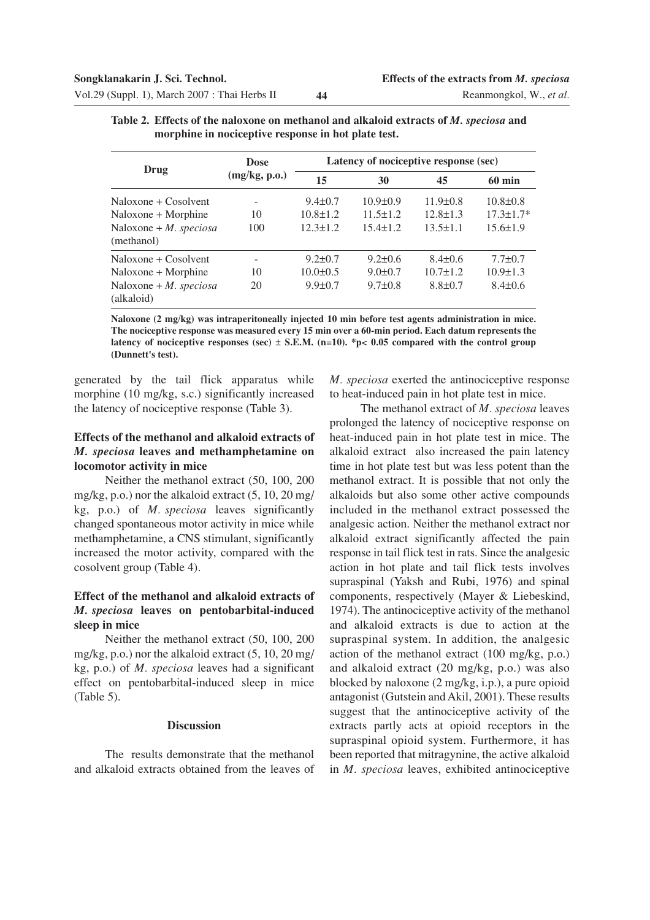**Table 2. Effects of the naloxone on methanol and alkaloid extracts of *M. speciosa* and morphine in nociceptive response in hot plate test.**

| Drug | Dose (mg/kg, p.o.) | Latency of nociceptive response (sec) | | | |
|---|---|---|---|---|---|
| | | 15 | 30 | 45 | 60 min |
| Naloxone + Cosolvent | - | 9.4±0.7 | 10.9±0.9 | 11.9±0.8 | 10.8±0.8 |
| Naloxone + Morphine | 10 | 10.8±1.2 | 11.5±1.2 | 12.8±1.3 | 17.3±1.7* |
| Naloxone + *M. speciosa* (methanol) | 100 | 12.3±1.2 | 15.4±1.2 | 13.5±1.1 | 15.6±1.9 |
| Naloxone + Cosolvent | - | 9.2±0.7 | 9.2±0.6 | 8.4±0.6 | 7.7±0.7 |
| Naloxone + Morphine | 10 | 10.0±0.5 | 9.0±0.7 | 10.7±1.2 | 10.9±1.3 |
| Naloxone + *M. speciosa* (alkaloid) | 20 | 9.9±0.7 | 9.7±0.8 | 8.8±0.7 | 8.4±0.6 |

**Naloxone (2 mg/kg) was intraperitoneally injected 10 min before test agents administration in mice. The nociceptive response was measured every 15 min over a 60-min period. Each datum represents the latency of nociceptive responses (sec) ± S.E.M. (n=10). \*p< 0.05 compared with the control group (Dunnett's test).**

generated by the tail flick apparatus while morphine (10 mg/kg, s.c.) significantly increased the latency of nociceptive response (Table 3).

### Effects of the methanol and alkaloid extracts of *M. speciosa* leaves and methamphetamine on locomotor activity in mice

Neither the methanol extract (50, 100, 200 mg/kg, p.o.) nor the alkaloid extract (5, 10, 20 mg/kg, p.o.) of *M. speciosa* leaves significantly changed spontaneous motor activity in mice while methamphetamine, a CNS stimulant, significantly increased the motor activity, compared with the cosolvent group (Table 4).

### Effect of the methanol and alkaloid extracts of *M. speciosa* leaves on pentobarbital-induced sleep in mice

Neither the methanol extract (50, 100, 200 mg/kg, p.o.) nor the alkaloid extract (5, 10, 20 mg/kg, p.o.) of *M. speciosa* leaves had a significant effect on pentobarbital-induced sleep in mice (Table 5).

## Discussion

The results demonstrate that the methanol and alkaloid extracts obtained from the leaves of *M. speciosa* exerted the antinociceptive response to heat-induced pain in hot plate test in mice.

The methanol extract of *M. speciosa* leaves prolonged the latency of nociceptive response on heat-induced pain in hot plate test in mice. The alkaloid extract also increased the pain latency time in hot plate test but was less potent than the methanol extract. It is possible that not only the alkaloids but also some other active compounds included in the methanol extract possessed the analgesic action. Neither the methanol extract nor alkaloid extract significantly affected the pain response in tail flick test in rats. Since the analgesic action in hot plate and tail flick tests involves supraspinal (Yaksh and Rubi, 1976) and spinal components, respectively (Mayer & Liebeskind, 1974). The antinociceptive activity of the methanol and alkaloid extracts is due to action at the supraspinal system. In addition, the analgesic action of the methanol extract (100 mg/kg, p.o.) and alkaloid extract (20 mg/kg, p.o.) was also blocked by naloxone (2 mg/kg, i.p.), a pure opioid antagonist (Gutstein and Akil, 2001). These results suggest that the antinociceptive activity of the extracts partly acts at opioid receptors in the supraspinal opioid system. Furthermore, it has been reported that mitragynine, the active alkaloid in *M. speciosa* leaves, exhibited antinociceptive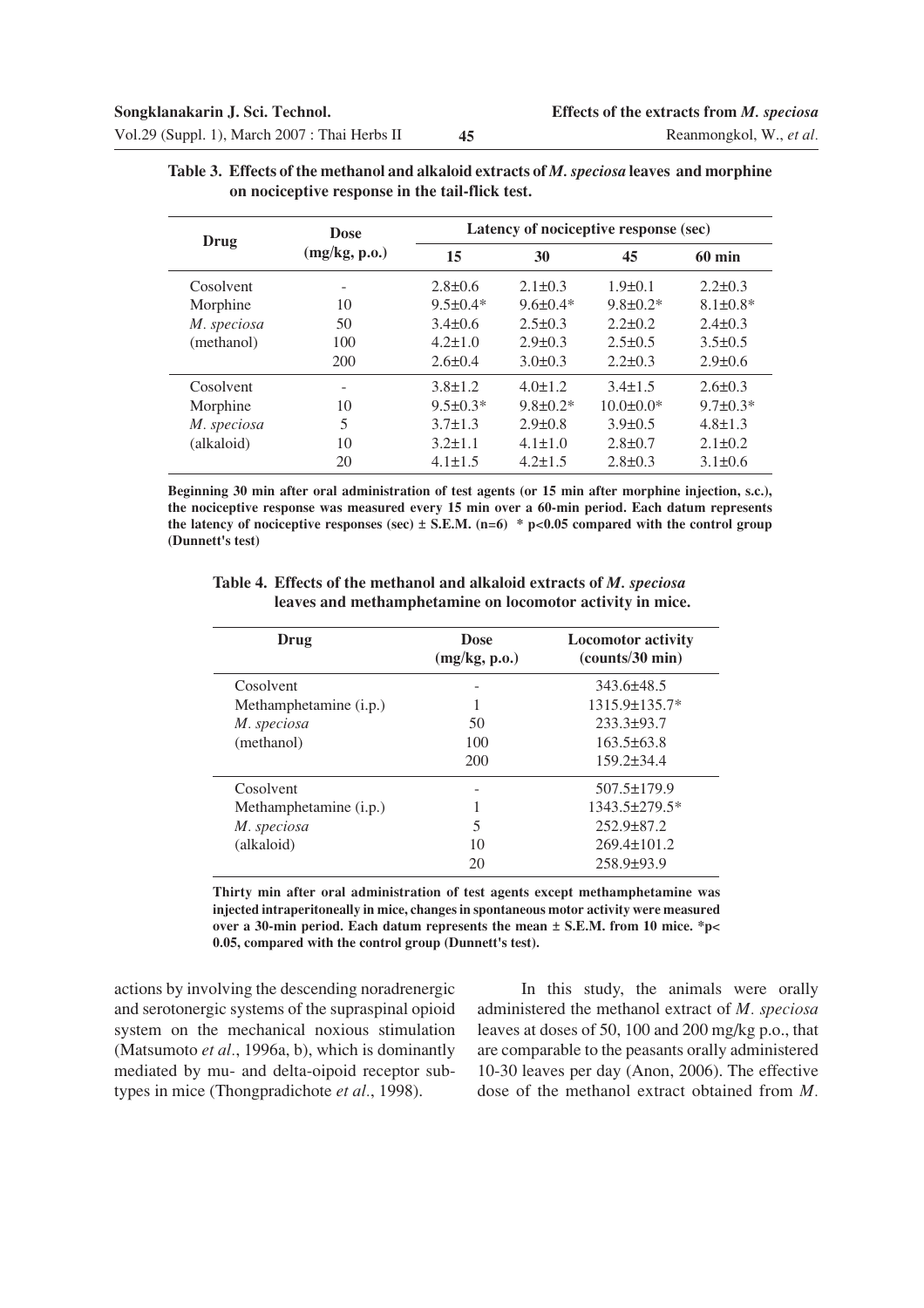**Table 3. Effects of the methanol and alkaloid extracts of *M. speciosa* leaves and morphine on nociceptive response in the tail-flick test.**

| Drug | Dose (mg/kg, p.o.) | Latency of nociceptive response (sec) | | | |
|---|---|---|---|---|---|
| | | 15 | 30 | 45 | 60 min |
| Cosolvent | - | 2.8±0.6 | 2.1±0.3 | 1.9±0.1 | 2.2±0.3 |
| Morphine | 10 | 9.5±0.4* | 9.6±0.4* | 9.8±0.2* | 8.1±0.8* |
| *M. speciosa* | 50 | 3.4±0.6 | 2.5±0.3 | 2.2±0.2 | 2.4±0.3 |
| (methanol) | 100 | 4.2±1.0 | 2.9±0.3 | 2.5±0.5 | 3.5±0.5 |
| | 200 | 2.6±0.4 | 3.0±0.3 | 2.2±0.3 | 2.9±0.6 |
| Cosolvent | - | 3.8±1.2 | 4.0±1.2 | 3.4±1.5 | 2.6±0.3 |
| Morphine | 10 | 9.5±0.3* | 9.8±0.2* | 10.0±0.0* | 9.7±0.3* |
| *M. speciosa* | 5 | 3.7±1.3 | 2.9±0.8 | 3.9±0.5 | 4.8±1.3 |
| (alkaloid) | 10 | 3.2±1.1 | 4.1±1.0 | 2.8±0.7 | 2.1±0.2 |
| | 20 | 4.1±1.5 | 4.2±1.5 | 2.8±0.3 | 3.1±0.6 |

**Beginning 30 min after oral administration of test agents (or 15 min after morphine injection, s.c.), the nociceptive response was measured every 15 min over a 60-min period. Each datum represents the latency of nociceptive responses (sec) ± S.E.M. (n=6) * $p<0.05$ compared with the control group (Dunnett's test)**

**Table 4. Effects of the methanol and alkaloid extracts of *M. speciosa* leaves and methamphetamine on locomotor activity in mice.**

| Drug | Dose (mg/kg, p.o.) | Locomotor activity (counts/30 min) |
|---|---|---|
| Cosolvent | - | 343.6±48.5 |
| Methamphetamine (i.p.) | 1 | 1315.9±135.7* |
| *M. speciosa* | 50 | 233.3±93.7 |
| (methanol) | 100 | 163.5±63.8 |
| | 200 | 159.2±34.4 |
| Cosolvent | - | 507.5±179.9 |
| Methamphetamine (i.p.) | 1 | 1343.5±279.5* |
| *M. speciosa* | 5 | 252.9±87.2 |
| (alkaloid) | 10 | 269.4±101.2 |
| | 20 | 258.9±93.9 |

**Thirty min after oral administration of test agents except methamphetamine was injected intraperitoneally in mice, changes in spontaneous motor activity were measured over a 30-min period. Each datum represents the mean ± S.E.M. from 10 mice. *$p<0.05$, compared with the control group (Dunnett's test).**

actions by involving the descending noradrenergic and serotonergic systems of the supraspinal opioid system on the mechanical noxious stimulation (Matsumoto *et al*., 1996a, b), which is dominantly mediated by mu- and delta-oipoid receptor subtypes in mice (Thongpradichote *et al*., 1998).

In this study, the animals were orally administered the methanol extract of *M. speciosa* leaves at doses of 50, 100 and 200 mg/kg p.o., that are comparable to the peasants orally administered 10-30 leaves per day (Anon, 2006). The effective dose of the methanol extract obtained from *M.*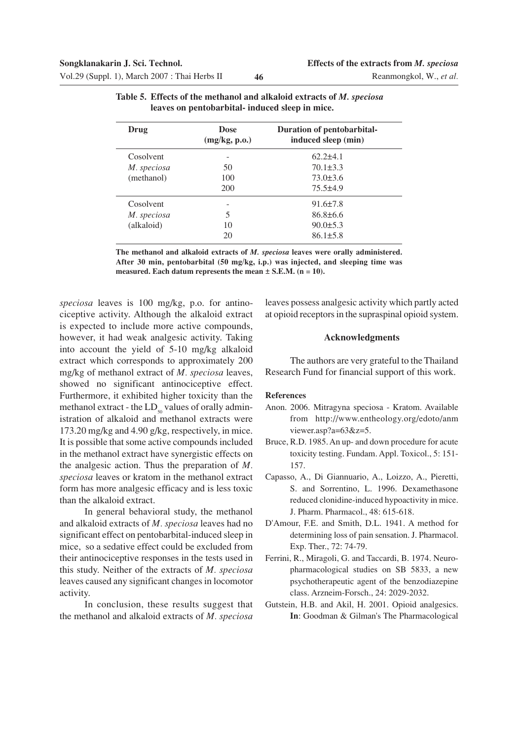**Table 5. Effects of the methanol and alkaloid extracts of *M. speciosa* leaves on pentobarbital- induced sleep in mice.**

| Drug | Dose (mg/kg, p.o.) | Duration of pentobarbital-induced sleep (min) |
|---|---|---|
| Cosolvent | - | 62.2±4.1 |
| *M. speciosa* | 50 | 70.1±3.3 |
| (methanol) | 100 | 73.0±3.6 |
| | 200 | 75.5±4.9 |
| Cosolvent | - | 91.6±7.8 |
| *M. speciosa* | 5 | 86.8±6.6 |
| (alkaloid) | 10 | 90.0±5.3 |
| | 20 | 86.1±5.8 |

**The methanol and alkaloid extracts of *M. speciosa* leaves were orally administered. After 30 min, pentobarbital (50 mg/kg, i.p.) was injected, and sleeping time was measured. Each datum represents the mean ± S.E.M. (n = 10).**

*speciosa* leaves is 100 mg/kg, p.o. for antinociceptive activity. Although the alkaloid extract is expected to include more active compounds, however, it had weak analgesic activity. Taking into account the yield of 5-10 mg/kg alkaloid extract which corresponds to approximately 200 mg/kg of methanol extract of *M. speciosa* leaves, showed no significant antinociceptive effect. Furthermore, it exhibited higher toxicity than the methanol extract - the $LD_{50}$ values of orally administration of alkaloid and methanol extracts were 173.20 mg/kg and 4.90 g/kg, respectively, in mice. It is possible that some active compounds included in the methanol extract have synergistic effects on the analgesic action. Thus the preparation of *M. speciosa* leaves or kratom in the methanol extract form has more analgesic efficacy and is less toxic than the alkaloid extract.

In general behavioral study, the methanol and alkaloid extracts of *M. speciosa* leaves had no significant effect on pentobarbital-induced sleep in mice, so a sedative effect could be excluded from their antinociceptive responses in the tests used in this study. Neither of the extracts of *M. speciosa* leaves caused any significant changes in locomotor activity.

In conclusion, these results suggest that the methanol and alkaloid extracts of *M. speciosa* leaves possess analgesic activity which partly acted at opioid receptors in the supraspinal opioid system.

## Acknowledgments

The authors are very grateful to the Thailand Research Fund for financial support of this work.

## References

Anon. 2006. Mitragyna speciosa - Kratom. Available from http://www.entheology.org/edoto/anmviewer.asp?a=63&z=5.

Bruce, R.D. 1985. An up- and down procedure for acute toxicity testing. Fundam. Appl. Toxicol., 5: 151-157.

Capasso, A., Di Giannuario, A., Loizzo, A., Pieretti, S. and Sorrentino, L. 1996. Dexamethasone reduced clonidine-induced hypoactivity in mice. J. Pharm. Pharmacol., 48: 615-618.

D'Amour, F.E. and Smith, D.L. 1941. A method for determining loss of pain sensation. J. Pharmacol. Exp. Ther., 72: 74-79.

Ferrini, R., Miragoli, G. and Taccardi, B. 1974. Neuropharmacological studies on SB 5833, a new psychotherapeutic agent of the benzodiazepine class. Arzneim-Forsch., 24: 2029-2032.

Gutstein, H.B. and Akil, H. 2001. Opioid analgesics. **In**: Goodman & Gilman's The Pharmacological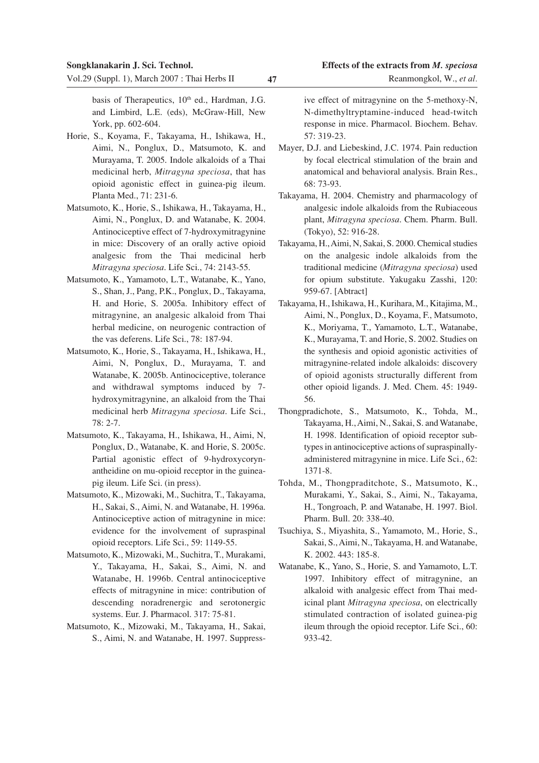basis of Therapeutics, 10th ed., Hardman, J.G. and Limbird, L.E. (eds), McGraw-Hill, New York, pp. 602-604.

Horie, S., Koyama, F., Takayama, H., Ishikawa, H., Aimi, N., Ponglux, D., Matsumoto, K. and Murayama, T. 2005. Indole alkaloids of a Thai medicinal herb, *Mitragyna speciosa*, that has opioid agonistic effect in guinea-pig ileum. Planta Med., 71: 231-6.

Matsumoto, K., Horie, S., Ishikawa, H., Takayama, H., Aimi, N., Ponglux, D. and Watanabe, K. 2004. Antinociceptive effect of 7-hydroxymitragynine in mice: Discovery of an orally active opioid analgesic from the Thai medicinal herb *Mitragyna speciosa*. Life Sci., 74: 2143-55.

Matsumoto, K., Yamamoto, L.T., Watanabe, K., Yano, S., Shan, J., Pang, P.K., Ponglux, D., Takayama, H. and Horie, S. 2005a. Inhibitory effect of mitragynine, an analgesic alkaloid from Thai herbal medicine, on neurogenic contraction of the vas deferens. Life Sci., 78: 187-94.

Matsumoto, K., Horie, S., Takayama, H., Ishikawa, H., Aimi, N, Ponglux, D., Murayama, T. and Watanabe, K. 2005b. Antinociceptive, tolerance and withdrawal symptoms induced by 7-hydroxymitragynine, an alkaloid from the Thai medicinal herb *Mitragyna speciosa*. Life Sci., 78: 2-7.

Matsumoto, K., Takayama, H., Ishikawa, H., Aimi, N, Ponglux, D., Watanabe, K. and Horie, S. 2005c. Partial agonistic effect of 9-hydroxycorynantheidine on mu-opioid receptor in the guinea-pig ileum. Life Sci. (in press).

Matsumoto, K., Mizowaki, M., Suchitra, T., Takayama, H., Sakai, S., Aimi, N. and Watanabe, H. 1996a. Antinociceptive action of mitragynine in mice: evidence for the involvement of supraspinal opioid receptors. Life Sci., 59: 1149-55.

Matsumoto, K., Mizowaki, M., Suchitra, T., Murakami, Y., Takayama, H., Sakai, S., Aimi, N. and Watanabe, H. 1996b. Central antinociceptive effects of mitragynine in mice: contribution of descending noradrenergic and serotonergic systems. Eur. J. Pharmacol. 317: 75-81.

Matsumoto, K., Mizowaki, M., Takayama, H., Sakai, S., Aimi, N. and Watanabe, H. 1997. Suppressive effect of mitragynine on the 5-methoxy-N, N-dimethyltryptamine-induced head-twitch response in mice. Pharmacol. Biochem. Behav. 57: 319-23.

Mayer, D.J. and Liebeskind, J.C. 1974. Pain reduction by focal electrical stimulation of the brain and anatomical and behavioral analysis. Brain Res., 68: 73-93.

Takayama, H. 2004. Chemistry and pharmacology of analgesic indole alkaloids from the Rubiaceous plant, *Mitragyna speciosa*. Chem. Pharm. Bull. (Tokyo), 52: 916-28.

Takayama, H., Aimi, N, Sakai, S. 2000. Chemical studies on the analgesic indole alkaloids from the traditional medicine (*Mitragyna speciosa*) used for opium substitute. Yakugaku Zasshi, 120: 959-67. [Abtract]

Takayama, H., Ishikawa, H., Kurihara, M., Kitajima, M., Aimi, N., Ponglux, D., Koyama, F., Matsumoto, K., Moriyama, T., Yamamoto, L.T., Watanabe, K., Murayama, T. and Horie, S. 2002. Studies on the synthesis and opioid agonistic activities of mitragynine-related indole alkaloids: discovery of opioid agonists structurally different from other opioid ligands. J. Med. Chem. 45: 1949-56.

Thongpradichote, S., Matsumoto, K., Tohda, M., Takayama, H., Aimi, N., Sakai, S. and Watanabe, H. 1998. Identification of opioid receptor subtypes in antinociceptive actions of supraspinally-administered mitragynine in mice. Life Sci., 62: 1371-8.

Tohda, M., Thongpraditchote, S., Matsumoto, K., Murakami, Y., Sakai, S., Aimi, N., Takayama, H., Tongroach, P. and Watanabe, H. 1997. Biol. Pharm. Bull. 20: 338-40.

Tsuchiya, S., Miyashita, S., Yamamoto, M., Horie, S., Sakai, S., Aimi, N., Takayama, H. and Watanabe, K. 2002. 443: 185-8.

Watanabe, K., Yano, S., Horie, S. and Yamamoto, L.T. 1997. Inhibitory effect of mitragynine, an alkaloid with analgesic effect from Thai medicinal plant *Mitragyna speciosa*, on electrically stimulated contraction of isolated guinea-pig ileum through the opioid receptor. Life Sci., 60: 933-42.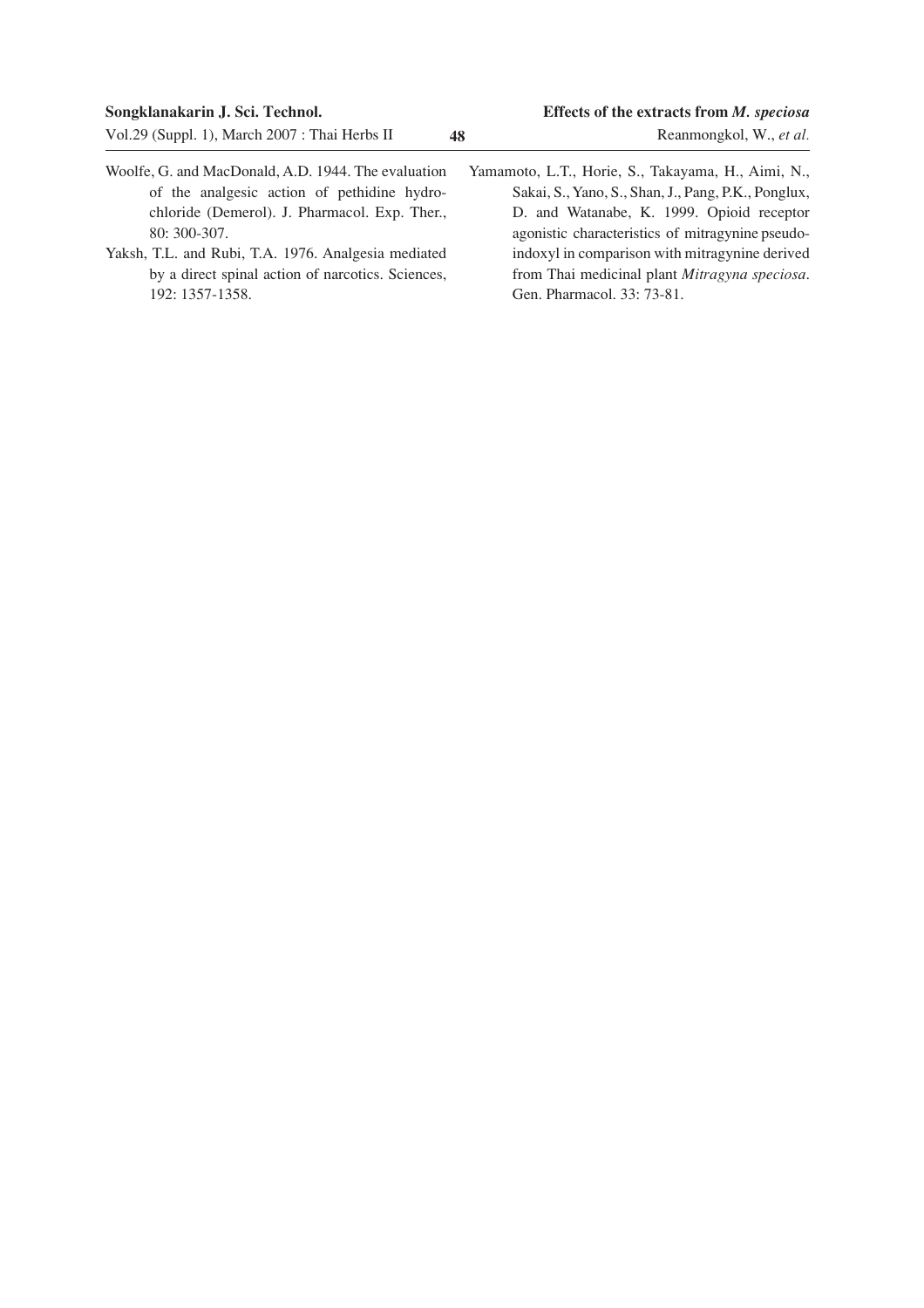Woolfe, G. and MacDonald, A.D. 1944. The evaluation of the analgesic action of pethidine hydrochloride (Demerol). J. Pharmacol. Exp. Ther., 80: 300-307.

Yaksh, T.L. and Rubi, T.A. 1976. Analgesia mediated by a direct spinal action of narcotics. Sciences, 192: 1357-1358.

Yamamoto, L.T., Horie, S., Takayama, H., Aimi, N., Sakai, S., Yano, S., Shan, J., Pang, P.K., Ponglux, D. and Watanabe, K. 1999. Opioid receptor agonistic characteristics of mitragynine pseudoindoxyl in comparison with mitragynine derived from Thai medicinal plant *Mitragyna speciosa*. Gen. Pharmacol. 33: 73-81.